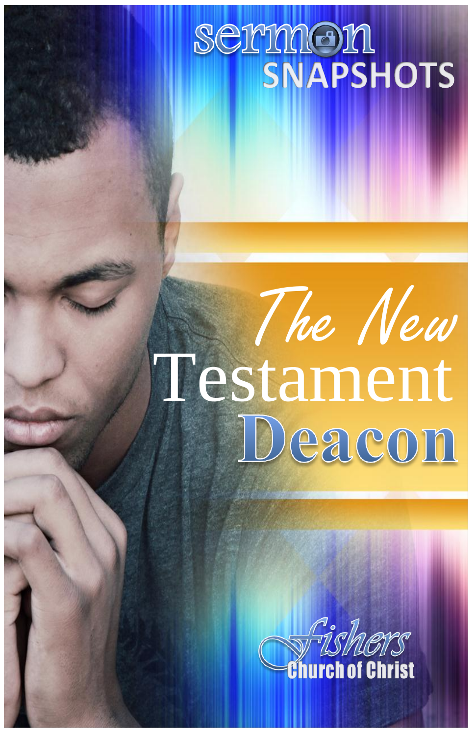sermon SNAPSHOTS

# The New Testament Deacon

Fishers Church of Christ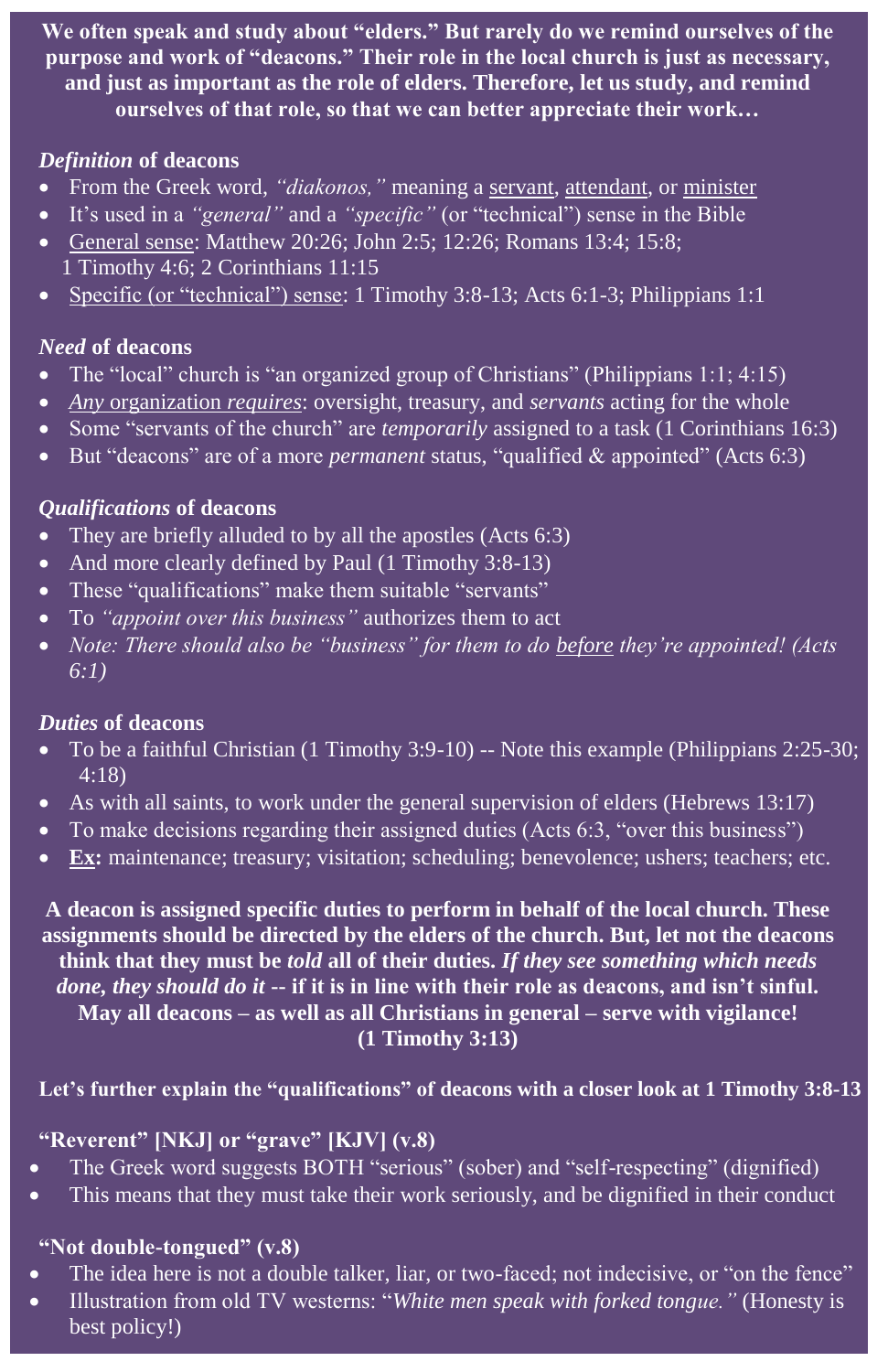**We often speak and study about "elders." But rarely do we remind ourselves of the purpose and work of "deacons." Their role in the local church is just as necessary, and just as important as the role of elders. Therefore, let us study, and remind ourselves of that role, so that we can better appreciate their work…**

### *Definition* of deacons

- From the Greek word, *"diakonos,"* meaning a <u>servant</u>, <u>attendant</u>, or <u>minister</u>
- It's used in a *"general"* and a *"specific"* (or "technical") sense in the Bible
- <u>General sense</u>: Matthew 20:26; John 2:5; 12:26; Romans 13:4; 15:8; 1 Timothy 4:6; 2 Corinthians 11:15
- <u>Specific (or "technical") sense</u>: 1 Timothy 3:8-13; Acts 6:1-3; Philippians 1:1

### *Need* of deacons

- The "local" church is "an organized group of Christians" (Philippians 1:1; 4:15)
- <u>*Any* organization *requires*</u>: oversight, treasury, and *servants* acting for the whole
- Some "servants of the church" are *temporarily* assigned to a task (1 Corinthians 16:3)
- But "deacons" are of a more *permanent* status, "qualified & appointed" (Acts 6:3)

### *Qualifications* of deacons

- They are briefly alluded to by all the apostles (Acts 6:3)
- And more clearly defined by Paul (1 Timothy 3:8-13)
- These "qualifications" make them suitable "servants"
- To *"appoint over this business"* authorizes them to act
- *Note: There should also be "business" for them to do <u>before</u> they're appointed! (Acts 6:1)*

### *Duties* of deacons

- To be a faithful Christian (1 Timothy 3:9-10) -- Note this example (Philippians 2:25-30; 4:18)
- As with all saints, to work under the general supervision of elders (Hebrews 13:17)
- To make decisions regarding their assigned duties (Acts 6:3, "over this business")
- **<u>Ex</u>:** maintenance; treasury; visitation; scheduling; benevolence; ushers; teachers; etc.

**A deacon is assigned specific duties to perform in behalf of the local church. These assignments should be directed by the elders of the church. But, let not the deacons think that they must be *told* all of their duties. *If they see something which needs done, they should do it* -- if it is in line with their role as deacons, and isn't sinful. May all deacons – as well as all Christians in general – serve with vigilance! (1 Timothy 3:13)**

**Let's further explain the "qualifications" of deacons with a closer look at 1 Timothy 3:8-13**

**"Reverent" [NKJ] or "grave" [KJV] (v.8)**

- The Greek word suggests BOTH "serious" (sober) and "self-respecting" (dignified)
- This means that they must take their work seriously, and be dignified in their conduct

**"Not double-tongued" (v.8)**

- The idea here is not a double talker, liar, or two-faced; not indecisive, or "on the fence"
- Illustration from old TV westerns: "*White men speak with forked tongue."* (Honesty is best policy!)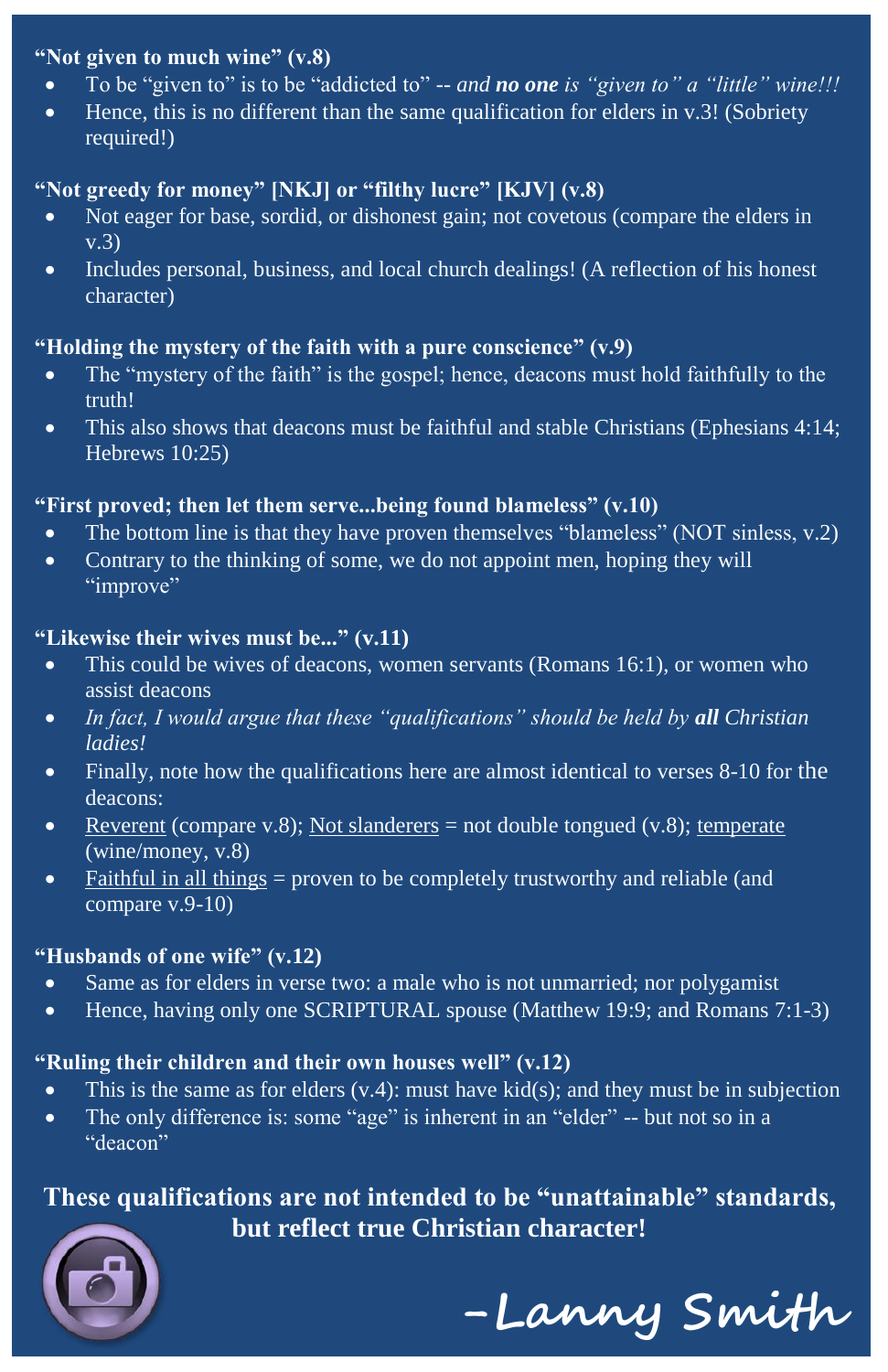**"Not given to much wine" (v.8)**

- To be "given to" is to be "addicted to" -- *and **no one** is "given to" a "little" wine!!!*
- Hence, this is no different than the same qualification for elders in v.3! (Sobriety required!)

**"Not greedy for money" [NKJ] or "filthy lucre" [KJV] (v.8)**

- Not eager for base, sordid, or dishonest gain; not covetous (compare the elders in v.3)
- Includes personal, business, and local church dealings! (A reflection of his honest character)

**"Holding the mystery of the faith with a pure conscience" (v.9)**

- The "mystery of the faith" is the gospel; hence, deacons must hold faithfully to the truth!
- This also shows that deacons must be faithful and stable Christians (Ephesians 4:14; Hebrews 10:25)

**"First proved; then let them serve...being found blameless" (v.10)**

- The bottom line is that they have proven themselves "blameless" (NOT sinless, v.2)
- Contrary to the thinking of some, we do not appoint men, hoping they will "improve"

**"Likewise their wives must be..." (v.11)**

- This could be wives of deacons, women servants (Romans 16:1), or women who assist deacons
- *In fact, I would argue that these "qualifications" should be held by **all** Christian ladies!*
- Finally, note how the qualifications here are almost identical to verses 8-10 for the deacons:
- Reverent (compare v.8); Not slanderers = not double tongued (v.8); temperate (wine/money, v.8)
- Faithful in all things = proven to be completely trustworthy and reliable (and compare v.9-10)

**"Husbands of one wife" (v.12)**

- Same as for elders in verse two: a male who is not unmarried; nor polygamist
- Hence, having only one SCRIPTURAL spouse (Matthew 19:9; and Romans 7:1-3)

**"Ruling their children and their own houses well" (v.12)**

- This is the same as for elders (v.4): must have kid(s); and they must be in subjection
- The only difference is: some "age" is inherent in an "elder" -- but not so in a "deacon"

**These qualifications are not intended to be "unattainable" standards, but reflect true Christian character!**

**–Lanny Smith**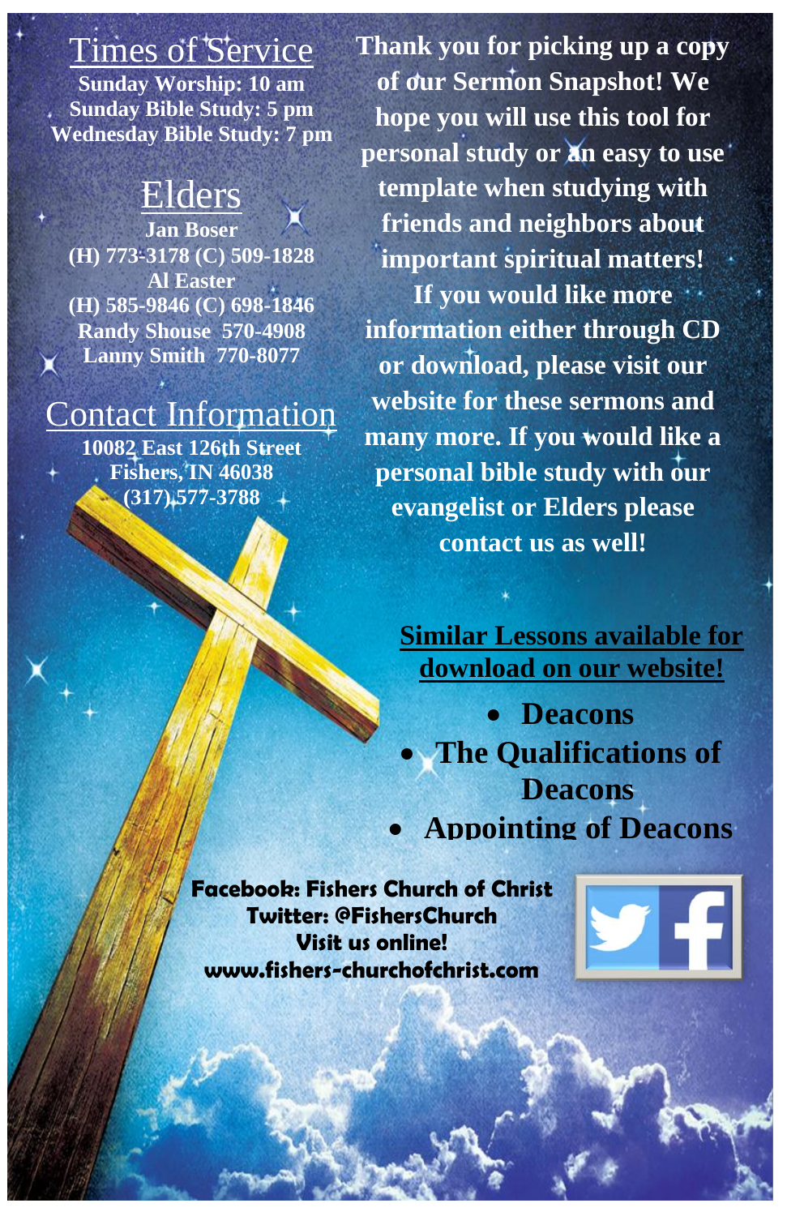## Times of Service

**Sunday Worship: 10 am**
**Sunday Bible Study: 5 pm**
**Wednesday Bible Study: 7 pm**

## Elders

**Jan Boser**
**(H) 773-3178 (C) 509-1828**
**Al Easter**
**(H) 585-9846 (C) 698-1846**
**Randy Shouse 570-4908**
**Lanny Smith 770-8077**

## Contact Information

**10082 East 126th Street**
**Fishers, IN 46038**
**(317) 577-3788**

**Thank you for picking up a copy of our Sermon Snapshot! We hope you will use this tool for personal study or an easy to use template when studying with friends and neighbors about important spiritual matters! If you would like more information either through CD or download, please visit our website for these sermons and many more. If you would like a personal bible study with our evangelist or Elders please contact us as well!**

**Similar Lessons available for download on our website!**

- **Deacons**
- **The Qualifications of Deacons**
- **Appointing of Deacons**

**Facebook: Fishers Church of Christ**
**Twitter: @FishersChurch**
**Visit us online!**
**www.fishers-churchofchrist.com**